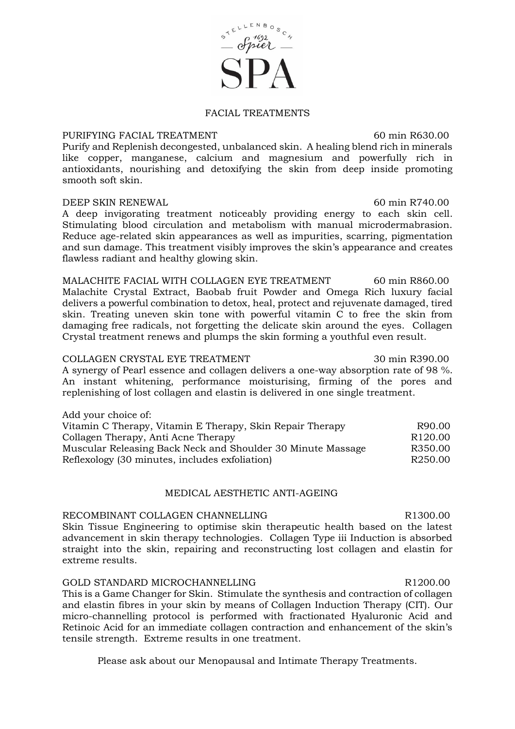STELLENBOSCH 1692 Spier SPA

# FACIAL TREATMENTS

## PURIFYING FACIAL TREATMENT — 60 min R630.00

Purify and Replenish decongested, unbalanced skin. A healing blend rich in minerals like copper, manganese, calcium and magnesium and powerfully rich in antioxidants, nourishing and detoxifying the skin from deep inside promoting smooth soft skin.

## DEEP SKIN RENEWAL — 60 min R740.00

A deep invigorating treatment noticeably providing energy to each skin cell. Stimulating blood circulation and metabolism with manual microdermabrasion. Reduce age-related skin appearances as well as impurities, scarring, pigmentation and sun damage. This treatment visibly improves the skin's appearance and creates flawless radiant and healthy glowing skin.

## MALACHITE FACIAL WITH COLLAGEN EYE TREATMENT — 60 min R860.00

Malachite Crystal Extract, Baobab fruit Powder and Omega Rich luxury facial delivers a powerful combination to detox, heal, protect and rejuvenate damaged, tired skin. Treating uneven skin tone with powerful vitamin C to free the skin from damaging free radicals, not forgetting the delicate skin around the eyes. Collagen Crystal treatment renews and plumps the skin forming a youthful even result.

## COLLAGEN CRYSTAL EYE TREATMENT — 30 min R390.00

A synergy of Pearl essence and collagen delivers a one-way absorption rate of 98 %. An instant whitening, performance moisturising, firming of the pores and replenishing of lost collagen and elastin is delivered in one single treatment.

Add your choice of:

| Treatment | Price |
|---|---|
| Vitamin C Therapy, Vitamin E Therapy, Skin Repair Therapy | R90.00 |
| Collagen Therapy, Anti Acne Therapy | R120.00 |
| Muscular Releasing Back Neck and Shoulder 30 Minute Massage | R350.00 |
| Reflexology (30 minutes, includes exfoliation) | R250.00 |

# MEDICAL AESTHETIC ANTI-AGEING

## RECOMBINANT COLLAGEN CHANNELLING — R1300.00

Skin Tissue Engineering to optimise skin therapeutic health based on the latest advancement in skin therapy technologies. Collagen Type iii Induction is absorbed straight into the skin, repairing and reconstructing lost collagen and elastin for extreme results.

## GOLD STANDARD MICROCHANNELLING — R1200.00

This is a Game Changer for Skin. Stimulate the synthesis and contraction of collagen and elastin fibres in your skin by means of Collagen Induction Therapy (CIT). Our micro-channelling protocol is performed with fractionated Hyaluronic Acid and Retinoic Acid for an immediate collagen contraction and enhancement of the skin's tensile strength. Extreme results in one treatment.

Please ask about our Menopausal and Intimate Therapy Treatments.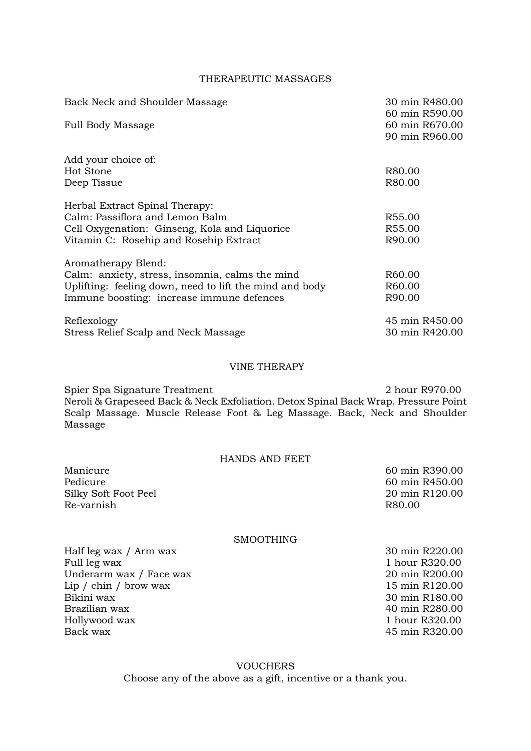## THERAPEUTIC MASSAGES

| | |
|---|---|
| Back Neck and Shoulder Massage | 30 min R480.00 |
| | 60 min R590.00 |
| Full Body Massage | 60 min R670.00 |
| | 90 min R960.00 |

Add your choice of:

| | |
|---|---|
| Hot Stone | R80.00 |
| Deep Tissue | R80.00 |

Herbal Extract Spinal Therapy:

| | |
|---|---|
| Calm: Passiflora and Lemon Balm | R55.00 |
| Cell Oxygenation: Ginseng, Kola and Liquorice | R55.00 |
| Vitamin C: Rosehip and Rosehip Extract | R90.00 |

Aromatherapy Blend:

| | |
|---|---|
| Calm: anxiety, stress, insomnia, calms the mind | R60.00 |
| Uplifting: feeling down, need to lift the mind and body | R60.00 |
| Immune boosting: increase immune defences | R90.00 |

| | |
|---|---|
| Reflexology | 45 min R450.00 |
| Stress Relief Scalp and Neck Massage | 30 min R420.00 |

## VINE THERAPY

Spier Spa Signature Treatment — 2 hour R970.00

Neroli & Grapeseed Back & Neck Exfoliation. Detox Spinal Back Wrap. Pressure Point Scalp Massage. Muscle Release Foot & Leg Massage. Back, Neck and Shoulder Massage

## HANDS AND FEET

| | |
|---|---|
| Manicure | 60 min R390.00 |
| Pedicure | 60 min R450.00 |
| Silky Soft Foot Peel | 20 min R120.00 |
| Re-varnish | R80.00 |

## SMOOTHING

| | |
|---|---|
| Half leg wax / Arm wax | 30 min R220.00 |
| Full leg wax | 1 hour R320.00 |
| Underarm wax / Face wax | 20 min R200.00 |
| Lip / chin / brow wax | 15 min R120.00 |
| Bikini wax | 30 min R180.00 |
| Brazilian wax | 40 min R280.00 |
| Hollywood wax | 1 hour R320.00 |
| Back wax | 45 min R320.00 |

## VOUCHERS

Choose any of the above as a gift, incentive or a thank you.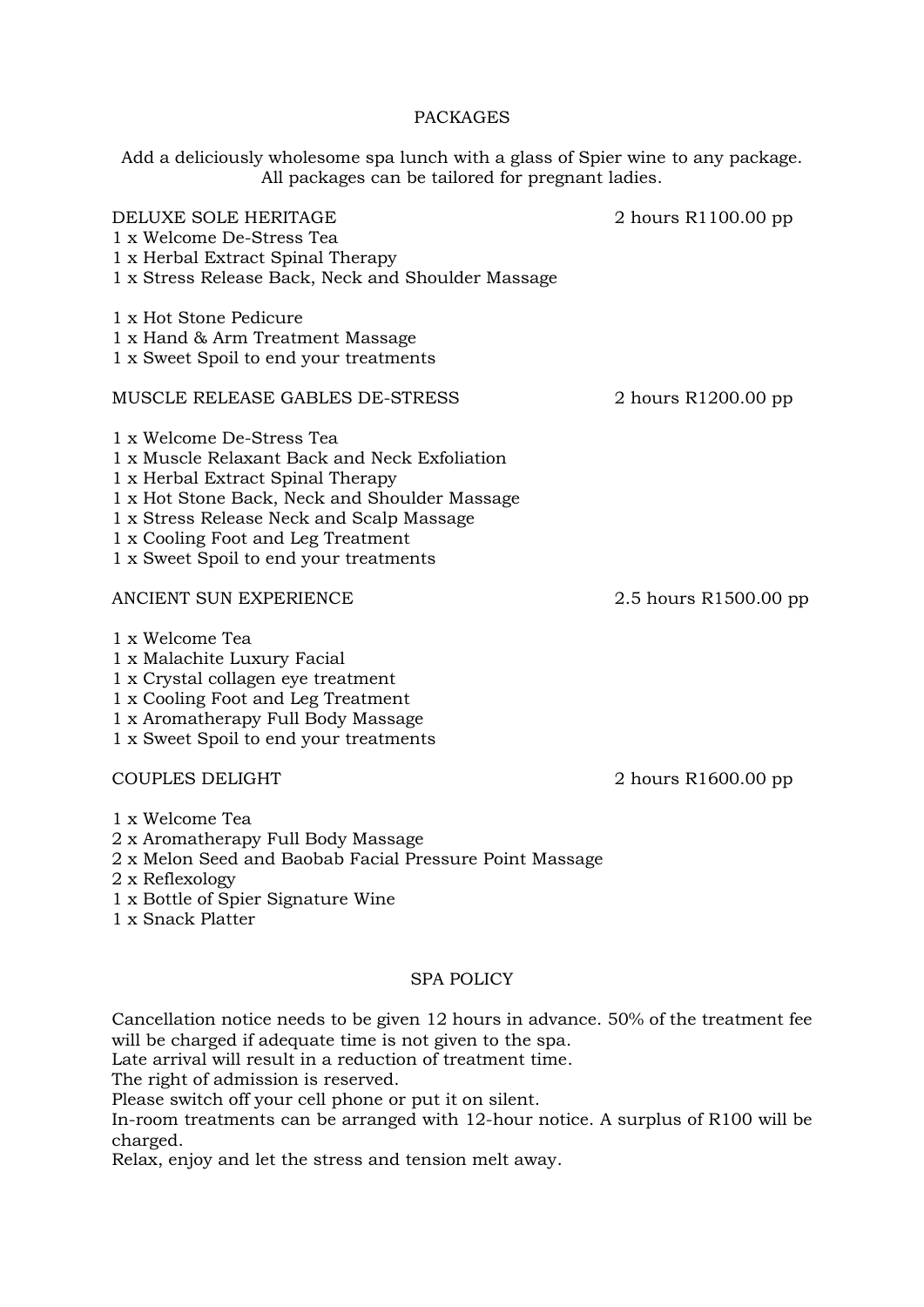## PACKAGES

Add a deliciously wholesome spa lunch with a glass of Spier wine to any package.
All packages can be tailored for pregnant ladies.

### DELUXE SOLE HERITAGE — 2 hours R1100.00 pp

1 x Welcome De-Stress Tea
1 x Herbal Extract Spinal Therapy
1 x Stress Release Back, Neck and Shoulder Massage

1 x Hot Stone Pedicure
1 x Hand & Arm Treatment Massage
1 x Sweet Spoil to end your treatments

### MUSCLE RELEASE GABLES DE-STRESS — 2 hours R1200.00 pp

1 x Welcome De-Stress Tea
1 x Muscle Relaxant Back and Neck Exfoliation
1 x Herbal Extract Spinal Therapy
1 x Hot Stone Back, Neck and Shoulder Massage
1 x Stress Release Neck and Scalp Massage
1 x Cooling Foot and Leg Treatment
1 x Sweet Spoil to end your treatments

### ANCIENT SUN EXPERIENCE — 2.5 hours R1500.00 pp

1 x Welcome Tea
1 x Malachite Luxury Facial
1 x Crystal collagen eye treatment
1 x Cooling Foot and Leg Treatment
1 x Aromatherapy Full Body Massage
1 x Sweet Spoil to end your treatments

### COUPLES DELIGHT — 2 hours R1600.00 pp

1 x Welcome Tea
2 x Aromatherapy Full Body Massage
2 x Melon Seed and Baobab Facial Pressure Point Massage
2 x Reflexology
1 x Bottle of Spier Signature Wine
1 x Snack Platter

## SPA POLICY

Cancellation notice needs to be given 12 hours in advance. 50% of the treatment fee will be charged if adequate time is not given to the spa.
Late arrival will result in a reduction of treatment time.
The right of admission is reserved.
Please switch off your cell phone or put it on silent.
In-room treatments can be arranged with 12-hour notice. A surplus of R100 will be charged.
Relax, enjoy and let the stress and tension melt away.